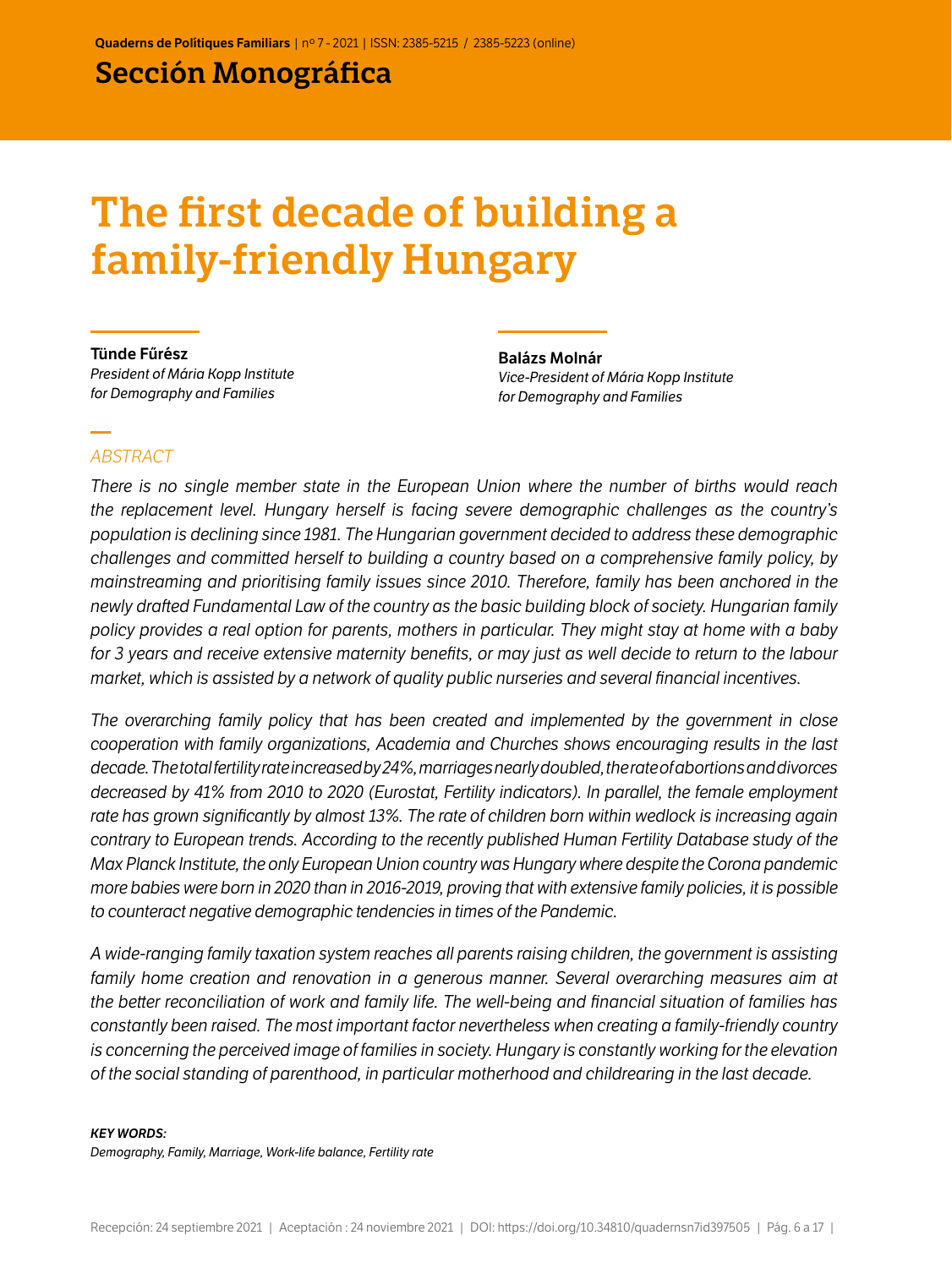## Sección Monográfica

# The first decade of building a family-friendly Hungary

**Tünde Fűrész**
*President of Mária Kopp Institute for Demography and Families*

**Balázs Molnár**
*Vice-President of Mária Kopp Institute for Demography and Families*

### ABSTRACT

*There is no single member state in the European Union where the number of births would reach the replacement level. Hungary herself is facing severe demographic challenges as the country's population is declining since 1981. The Hungarian government decided to address these demographic challenges and committed herself to building a country based on a comprehensive family policy, by mainstreaming and prioritising family issues since 2010. Therefore, family has been anchored in the newly drafted Fundamental Law of the country as the basic building block of society. Hungarian family policy provides a real option for parents, mothers in particular. They might stay at home with a baby for 3 years and receive extensive maternity benefits, or may just as well decide to return to the labour market, which is assisted by a network of quality public nurseries and several financial incentives.*

*The overarching family policy that has been created and implemented by the government in close cooperation with family organizations, Academia and Churches shows encouraging results in the last decade. The total fertility rate increased by 24%, marriages nearly doubled, the rate of abortions and divorces decreased by 41% from 2010 to 2020 (Eurostat, Fertility indicators). In parallel, the female employment rate has grown significantly by almost 13%. The rate of children born within wedlock is increasing again contrary to European trends. According to the recently published Human Fertility Database study of the Max Planck Institute, the only European Union country was Hungary where despite the Corona pandemic more babies were born in 2020 than in 2016-2019, proving that with extensive family policies, it is possible to counteract negative demographic tendencies in times of the Pandemic.*

*A wide-ranging family taxation system reaches all parents raising children, the government is assisting family home creation and renovation in a generous manner. Several overarching measures aim at the better reconciliation of work and family life. The well-being and financial situation of families has constantly been raised. The most important factor nevertheless when creating a family-friendly country is concerning the perceived image of families in society. Hungary is constantly working for the elevation of the social standing of parenthood, in particular motherhood and childrearing in the last decade.*

***KEY WORDS:***
*Demography, Family, Marriage, Work-life balance, Fertility rate*

Recepción: 24 septiembre 2021 | Aceptación : 24 noviembre 2021 | DOI: https://doi.org/10.34810/quadernsn7id397505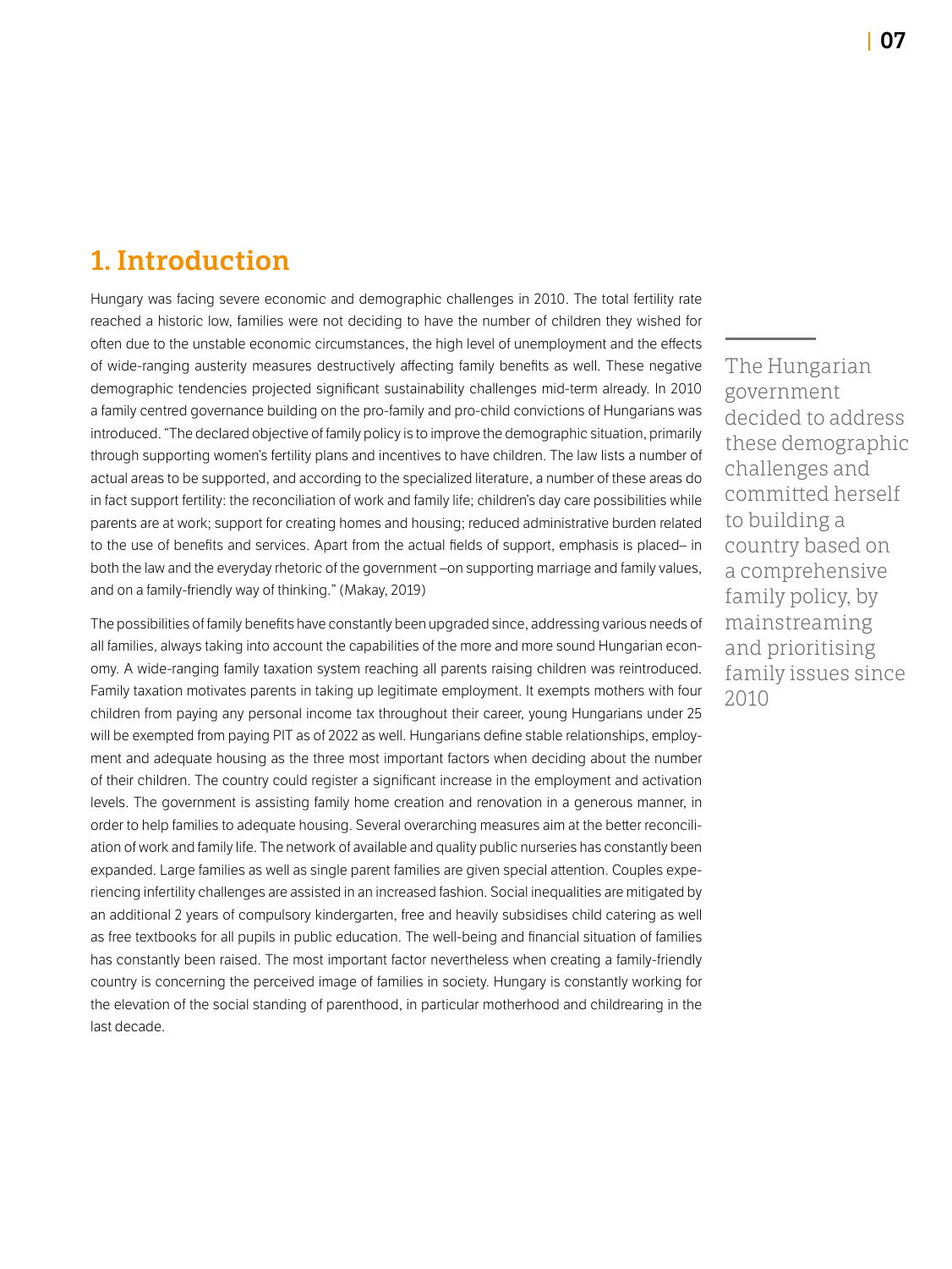# 1. Introduction

Hungary was facing severe economic and demographic challenges in 2010. The total fertility rate reached a historic low, families were not deciding to have the number of children they wished for often due to the unstable economic circumstances, the high level of unemployment and the effects of wide-ranging austerity measures destructively affecting family benefits as well. These negative demographic tendencies projected significant sustainability challenges mid-term already. In 2010 a family centred governance building on the pro-family and pro-child convictions of Hungarians was introduced. "The declared objective of family policy is to improve the demographic situation, primarily through supporting women's fertility plans and incentives to have children. The law lists a number of actual areas to be supported, and according to the specialized literature, a number of these areas do in fact support fertility: the reconciliation of work and family life; children's day care possibilities while parents are at work; support for creating homes and housing; reduced administrative burden related to the use of benefits and services. Apart from the actual fields of support, emphasis is placed– in both the law and the everyday rhetoric of the government –on supporting marriage and family values, and on a family-friendly way of thinking." (Makay, 2019)

> The Hungarian government decided to address these demographic challenges and committed herself to building a country based on a comprehensive family policy, by mainstreaming and prioritising family issues since 2010

The possibilities of family benefits have constantly been upgraded since, addressing various needs of all families, always taking into account the capabilities of the more and more sound Hungarian economy. A wide-ranging family taxation system reaching all parents raising children was reintroduced. Family taxation motivates parents in taking up legitimate employment. It exempts mothers with four children from paying any personal income tax throughout their career, young Hungarians under 25 will be exempted from paying PIT as of 2022 as well. Hungarians define stable relationships, employment and adequate housing as the three most important factors when deciding about the number of their children. The country could register a significant increase in the employment and activation levels. The government is assisting family home creation and renovation in a generous manner, in order to help families to adequate housing. Several overarching measures aim at the better reconciliation of work and family life. The network of available and quality public nurseries has constantly been expanded. Large families as well as single parent families are given special attention. Couples experiencing infertility challenges are assisted in an increased fashion. Social inequalities are mitigated by an additional 2 years of compulsory kindergarten, free and heavily subsidises child catering as well as free textbooks for all pupils in public education. The well-being and financial situation of families has constantly been raised. The most important factor nevertheless when creating a family-friendly country is concerning the perceived image of families in society. Hungary is constantly working for the elevation of the social standing of parenthood, in particular motherhood and childrearing in the last decade.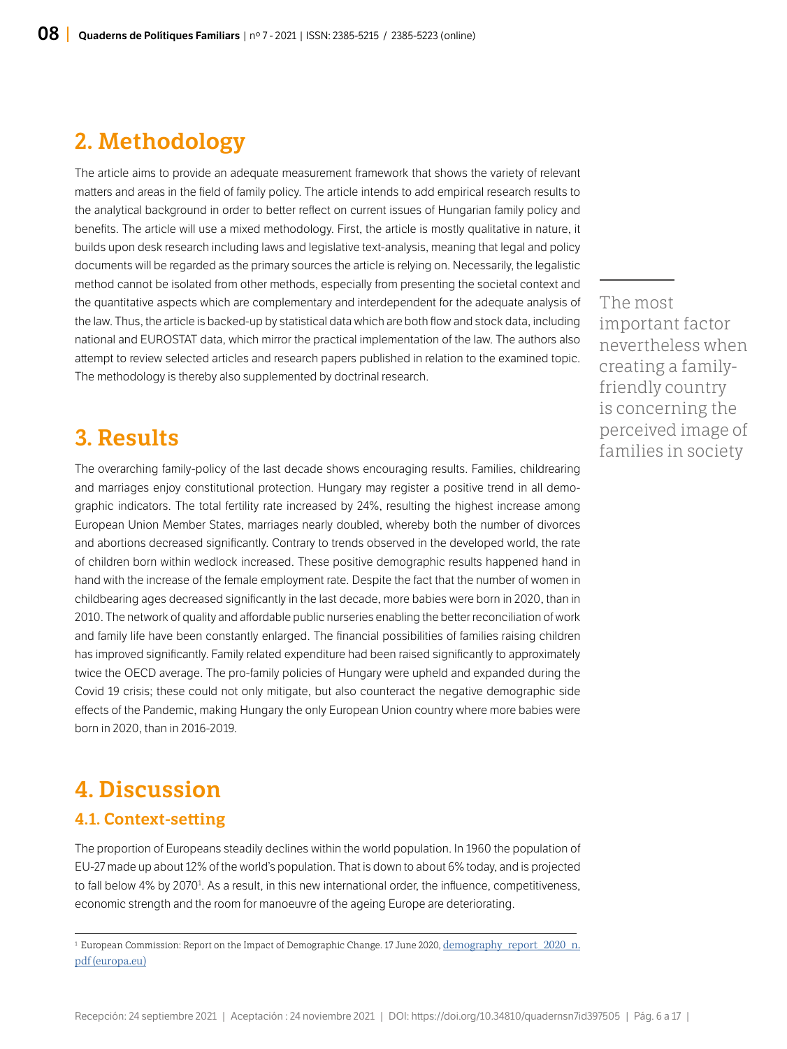## 2. Methodology

The article aims to provide an adequate measurement framework that shows the variety of relevant matters and areas in the field of family policy. The article intends to add empirical research results to the analytical background in order to better reflect on current issues of Hungarian family policy and benefits. The article will use a mixed methodology. First, the article is mostly qualitative in nature, it builds upon desk research including laws and legislative text-analysis, meaning that legal and policy documents will be regarded as the primary sources the article is relying on. Necessarily, the legalistic method cannot be isolated from other methods, especially from presenting the societal context and the quantitative aspects which are complementary and interdependent for the adequate analysis of the law. Thus, the article is backed-up by statistical data which are both flow and stock data, including national and EUROSTAT data, which mirror the practical implementation of the law. The authors also attempt to review selected articles and research papers published in relation to the examined topic. The methodology is thereby also supplemented by doctrinal research.

> The most important factor nevertheless when creating a family-friendly country is concerning the perceived image of families in society

## 3. Results

The overarching family-policy of the last decade shows encouraging results. Families, childrearing and marriages enjoy constitutional protection. Hungary may register a positive trend in all demographic indicators. The total fertility rate increased by 24%, resulting the highest increase among European Union Member States, marriages nearly doubled, whereby both the number of divorces and abortions decreased significantly. Contrary to trends observed in the developed world, the rate of children born within wedlock increased. These positive demographic results happened hand in hand with the increase of the female employment rate. Despite the fact that the number of women in childbearing ages decreased significantly in the last decade, more babies were born in 2020, than in 2010. The network of quality and affordable public nurseries enabling the better reconciliation of work and family life have been constantly enlarged. The financial possibilities of families raising children has improved significantly. Family related expenditure had been raised significantly to approximately twice the OECD average. The pro-family policies of Hungary were upheld and expanded during the Covid 19 crisis; these could not only mitigate, but also counteract the negative demographic side effects of the Pandemic, making Hungary the only European Union country where more babies were born in 2020, than in 2016-2019.

## 4. Discussion

### 4.1. Context-setting

The proportion of Europeans steadily declines within the world population. In 1960 the population of EU-27 made up about 12% of the world's population. That is down to about 6% today, and is projected to fall below 4% by 2070[1]. As a result, in this new international order, the influence, competitiveness, economic strength and the room for manoeuvre of the ageing Europe are deteriorating.

[1] European Commission: Report on the Impact of Demographic Change. 17 June 2020, demography_report_2020_n.pdf (europa.eu)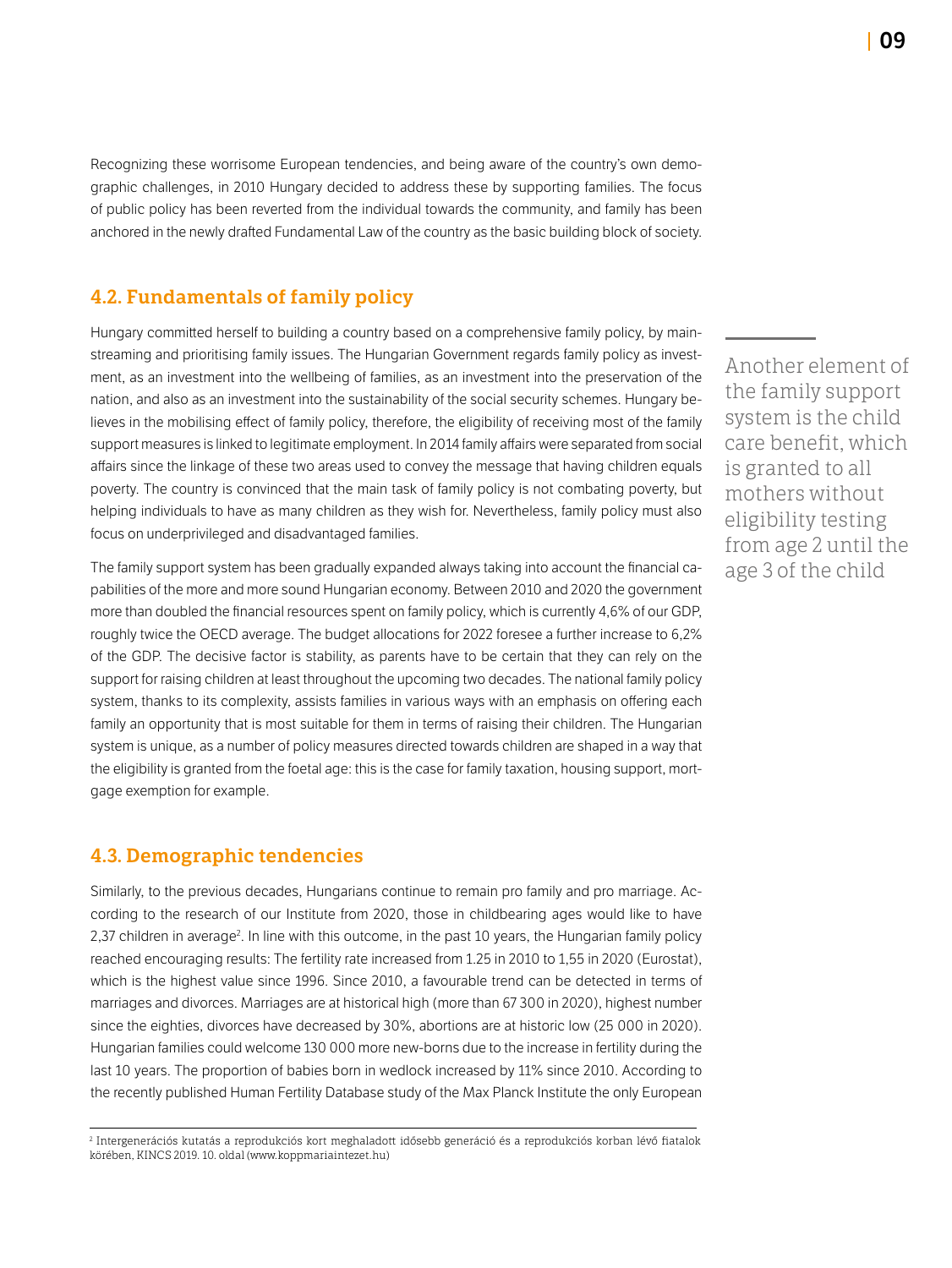Recognizing these worrisome European tendencies, and being aware of the country's own demographic challenges, in 2010 Hungary decided to address these by supporting families. The focus of public policy has been reverted from the individual towards the community, and family has been anchored in the newly drafted Fundamental Law of the country as the basic building block of society.

## 4.2. Fundamentals of family policy

Hungary committed herself to building a country based on a comprehensive family policy, by mainstreaming and prioritising family issues. The Hungarian Government regards family policy as investment, as an investment into the wellbeing of families, as an investment into the preservation of the nation, and also as an investment into the sustainability of the social security schemes. Hungary believes in the mobilising effect of family policy, therefore, the eligibility of receiving most of the family support measures is linked to legitimate employment. In 2014 family affairs were separated from social affairs since the linkage of these two areas used to convey the message that having children equals poverty. The country is convinced that the main task of family policy is not combating poverty, but helping individuals to have as many children as they wish for. Nevertheless, family policy must also focus on underprivileged and disadvantaged families.

> Another element of the family support system is the child care benefit, which is granted to all mothers without eligibility testing from age 2 until the age 3 of the child

The family support system has been gradually expanded always taking into account the financial capabilities of the more and more sound Hungarian economy. Between 2010 and 2020 the government more than doubled the financial resources spent on family policy, which is currently 4,6% of our GDP, roughly twice the OECD average. The budget allocations for 2022 foresee a further increase to 6,2% of the GDP. The decisive factor is stability, as parents have to be certain that they can rely on the support for raising children at least throughout the upcoming two decades. The national family policy system, thanks to its complexity, assists families in various ways with an emphasis on offering each family an opportunity that is most suitable for them in terms of raising their children. The Hungarian system is unique, as a number of policy measures directed towards children are shaped in a way that the eligibility is granted from the foetal age: this is the case for family taxation, housing support, mortgage exemption for example.

## 4.3. Demographic tendencies

Similarly, to the previous decades, Hungarians continue to remain pro family and pro marriage. According to the research of our Institute from 2020, those in childbearing ages would like to have 2,37 children in average[2]. In line with this outcome, in the past 10 years, the Hungarian family policy reached encouraging results: The fertility rate increased from 1.25 in 2010 to 1,55 in 2020 (Eurostat), which is the highest value since 1996. Since 2010, a favourable trend can be detected in terms of marriages and divorces. Marriages are at historical high (more than 67 300 in 2020), highest number since the eighties, divorces have decreased by 30%, abortions are at historic low (25 000 in 2020). Hungarian families could welcome 130 000 more new-borns due to the increase in fertility during the last 10 years. The proportion of babies born in wedlock increased by 11% since 2010. According to the recently published Human Fertility Database study of the Max Planck Institute the only European

[2] Intergenerációs kutatás a reprodukciós kort meghaladott idősebb generáció és a reprodukciós korban lévő fiatalok körében, KINCS 2019. 10. oldal (www.koppmariaintezet.hu)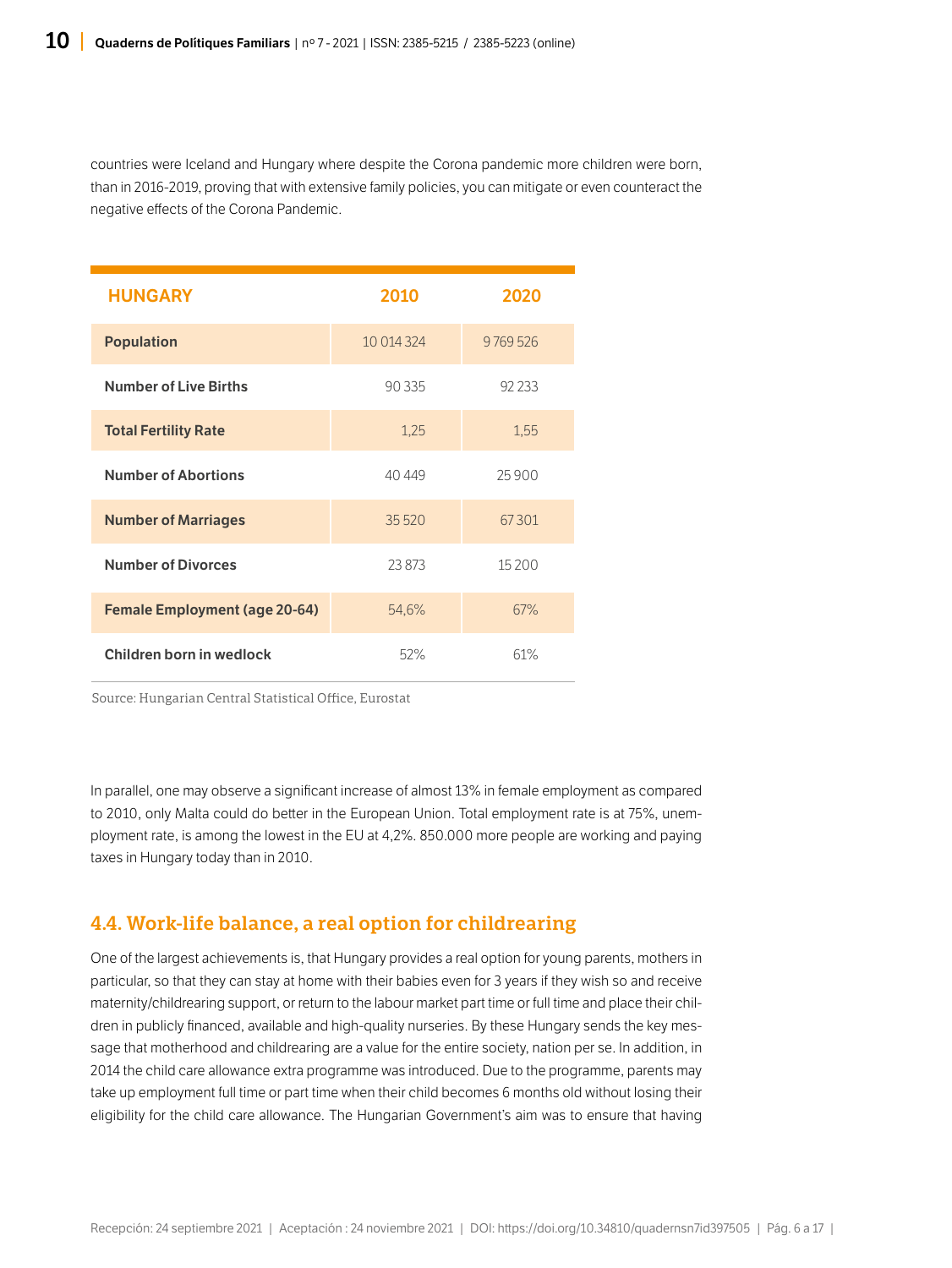countries were Iceland and Hungary where despite the Corona pandemic more children were born, than in 2016-2019, proving that with extensive family policies, you can mitigate or even counteract the negative effects of the Corona Pandemic.

| HUNGARY | 2010 | 2020 |
|---|---|---|
| **Population** | 10 014 324 | 9 769 526 |
| **Number of Live Births** | 90 335 | 92 233 |
| **Total Fertility Rate** | 1,25 | 1,55 |
| **Number of Abortions** | 40 449 | 25 900 |
| **Number of Marriages** | 35 520 | 67 301 |
| **Number of Divorces** | 23 873 | 15 200 |
| **Female Employment (age 20-64)** | 54,6% | 67% |
| **Children born in wedlock** | 52% | 61% |

Source: Hungarian Central Statistical Office, Eurostat

In parallel, one may observe a significant increase of almost 13% in female employment as compared to 2010, only Malta could do better in the European Union. Total employment rate is at 75%, unemployment rate, is among the lowest in the EU at 4,2%. 850.000 more people are working and paying taxes in Hungary today than in 2010.

### 4.4. Work-life balance, a real option for childrearing

One of the largest achievements is, that Hungary provides a real option for young parents, mothers in particular, so that they can stay at home with their babies even for 3 years if they wish so and receive maternity/childrearing support, or return to the labour market part time or full time and place their children in publicly financed, available and high-quality nurseries. By these Hungary sends the key message that motherhood and childrearing are a value for the entire society, nation per se. In addition, in 2014 the child care allowance extra programme was introduced. Due to the programme, parents may take up employment full time or part time when their child becomes 6 months old without losing their eligibility for the child care allowance. The Hungarian Government's aim was to ensure that having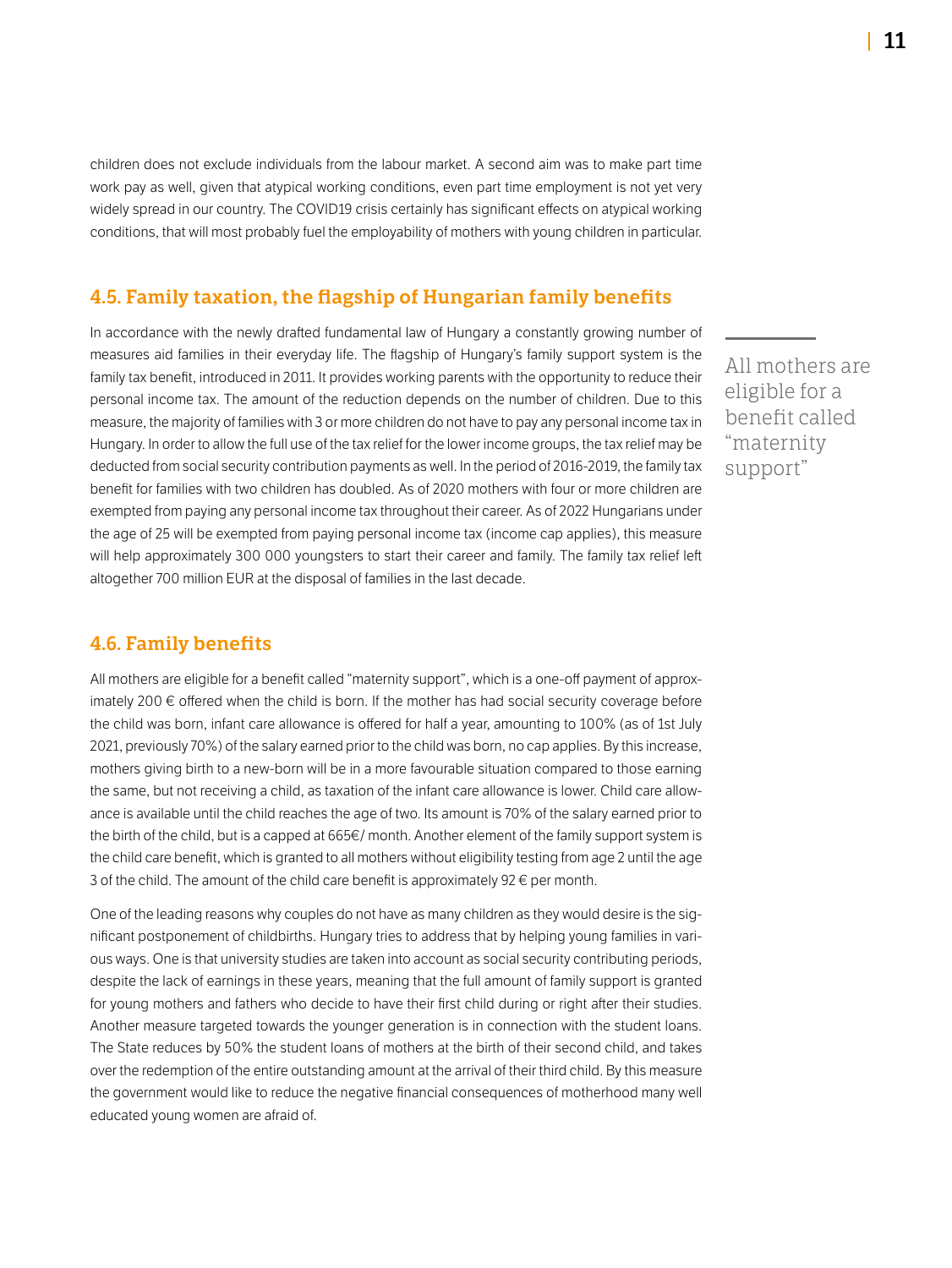children does not exclude individuals from the labour market. A second aim was to make part time work pay as well, given that atypical working conditions, even part time employment is not yet very widely spread in our country. The COVID19 crisis certainly has significant effects on atypical working conditions, that will most probably fuel the employability of mothers with young children in particular.

## 4.5. Family taxation, the flagship of Hungarian family benefits

In accordance with the newly drafted fundamental law of Hungary a constantly growing number of measures aid families in their everyday life. The flagship of Hungary's family support system is the family tax benefit, introduced in 2011. It provides working parents with the opportunity to reduce their personal income tax. The amount of the reduction depends on the number of children. Due to this measure, the majority of families with 3 or more children do not have to pay any personal income tax in Hungary. In order to allow the full use of the tax relief for the lower income groups, the tax relief may be deducted from social security contribution payments as well. In the period of 2016-2019, the family tax benefit for families with two children has doubled. As of 2020 mothers with four or more children are exempted from paying any personal income tax throughout their career. As of 2022 Hungarians under the age of 25 will be exempted from paying personal income tax (income cap applies), this measure will help approximately 300 000 youngsters to start their career and family. The family tax relief left altogether 700 million EUR at the disposal of families in the last decade.

> All mothers are eligible for a benefit called "maternity support"

## 4.6. Family benefits

All mothers are eligible for a benefit called "maternity support", which is a one-off payment of approximately 200 € offered when the child is born. If the mother has had social security coverage before the child was born, infant care allowance is offered for half a year, amounting to 100% (as of 1st July 2021, previously 70%) of the salary earned prior to the child was born, no cap applies. By this increase, mothers giving birth to a new-born will be in a more favourable situation compared to those earning the same, but not receiving a child, as taxation of the infant care allowance is lower. Child care allowance is available until the child reaches the age of two. Its amount is 70% of the salary earned prior to the birth of the child, but is a capped at 665€/ month. Another element of the family support system is the child care benefit, which is granted to all mothers without eligibility testing from age 2 until the age 3 of the child. The amount of the child care benefit is approximately 92 € per month.

One of the leading reasons why couples do not have as many children as they would desire is the significant postponement of childbirths. Hungary tries to address that by helping young families in various ways. One is that university studies are taken into account as social security contributing periods, despite the lack of earnings in these years, meaning that the full amount of family support is granted for young mothers and fathers who decide to have their first child during or right after their studies. Another measure targeted towards the younger generation is in connection with the student loans. The State reduces by 50% the student loans of mothers at the birth of their second child, and takes over the redemption of the entire outstanding amount at the arrival of their third child. By this measure the government would like to reduce the negative financial consequences of motherhood many well educated young women are afraid of.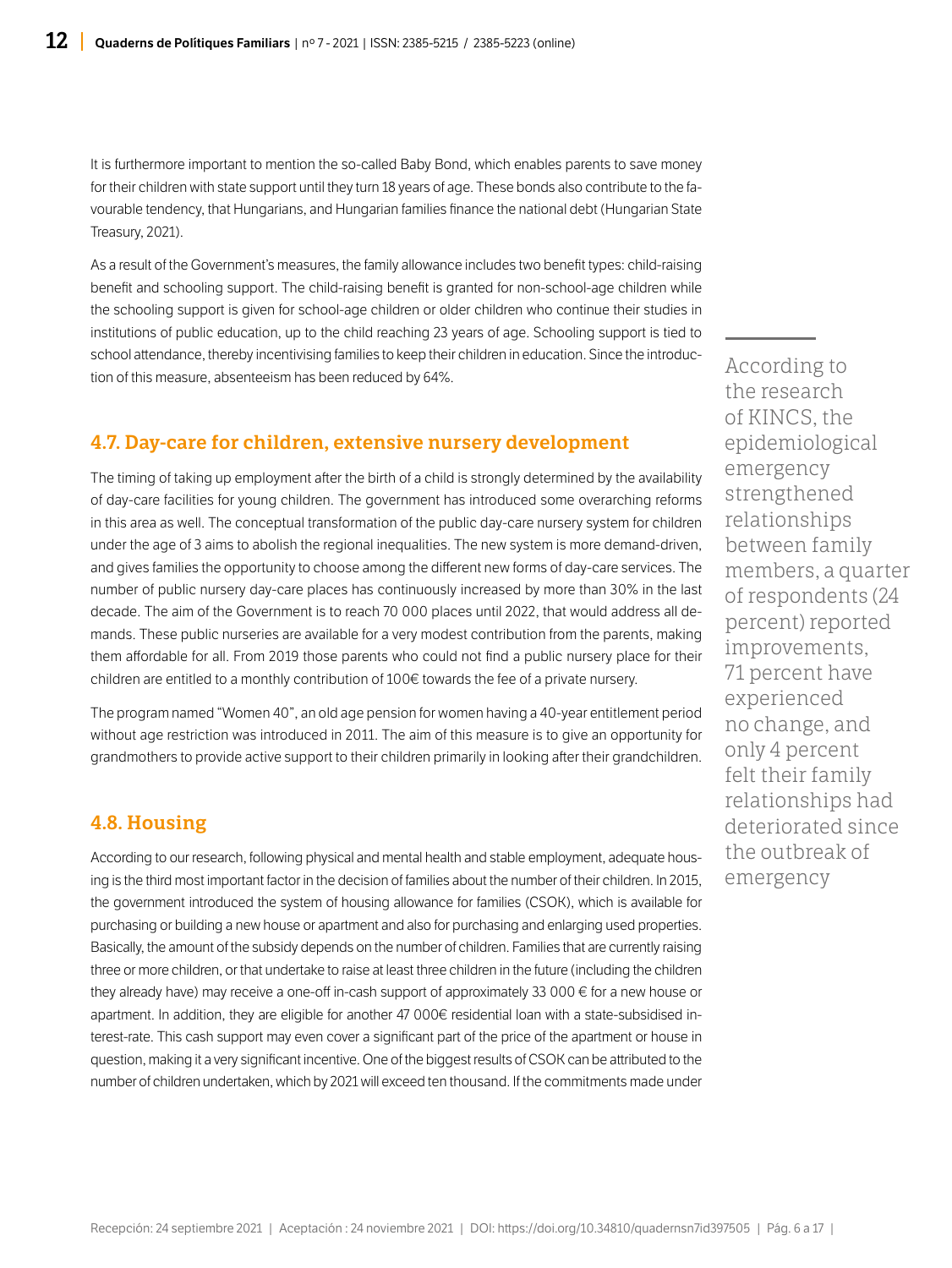It is furthermore important to mention the so-called Baby Bond, which enables parents to save money for their children with state support until they turn 18 years of age. These bonds also contribute to the favourable tendency, that Hungarians, and Hungarian families finance the national debt (Hungarian State Treasury, 2021).

As a result of the Government's measures, the family allowance includes two benefit types: child-raising benefit and schooling support. The child-raising benefit is granted for non-school-age children while the schooling support is given for school-age children or older children who continue their studies in institutions of public education, up to the child reaching 23 years of age. Schooling support is tied to school attendance, thereby incentivising families to keep their children in education. Since the introduction of this measure, absenteeism has been reduced by 64%.

> According to the research of KINCS, the epidemiological emergency strengthened relationships between family members, a quarter of respondents (24 percent) reported improvements, 71 percent have experienced no change, and only 4 percent felt their family relationships had deteriorated since the outbreak of emergency

## 4.7. Day-care for children, extensive nursery development

The timing of taking up employment after the birth of a child is strongly determined by the availability of day-care facilities for young children. The government has introduced some overarching reforms in this area as well. The conceptual transformation of the public day-care nursery system for children under the age of 3 aims to abolish the regional inequalities. The new system is more demand-driven, and gives families the opportunity to choose among the different new forms of day-care services. The number of public nursery day-care places has continuously increased by more than 30% in the last decade. The aim of the Government is to reach 70 000 places until 2022, that would address all demands. These public nurseries are available for a very modest contribution from the parents, making them affordable for all. From 2019 those parents who could not find a public nursery place for their children are entitled to a monthly contribution of 100€ towards the fee of a private nursery.

The program named "Women 40", an old age pension for women having a 40-year entitlement period without age restriction was introduced in 2011. The aim of this measure is to give an opportunity for grandmothers to provide active support to their children primarily in looking after their grandchildren.

## 4.8. Housing

According to our research, following physical and mental health and stable employment, adequate housing is the third most important factor in the decision of families about the number of their children. In 2015, the government introduced the system of housing allowance for families (CSOK), which is available for purchasing or building a new house or apartment and also for purchasing and enlarging used properties. Basically, the amount of the subsidy depends on the number of children. Families that are currently raising three or more children, or that undertake to raise at least three children in the future (including the children they already have) may receive a one-off in-cash support of approximately 33 000 € for a new house or apartment. In addition, they are eligible for another 47 000€ residential loan with a state-subsidised interest-rate. This cash support may even cover a significant part of the price of the apartment or house in question, making it a very significant incentive. One of the biggest results of CSOK can be attributed to the number of children undertaken, which by 2021 will exceed ten thousand. If the commitments made under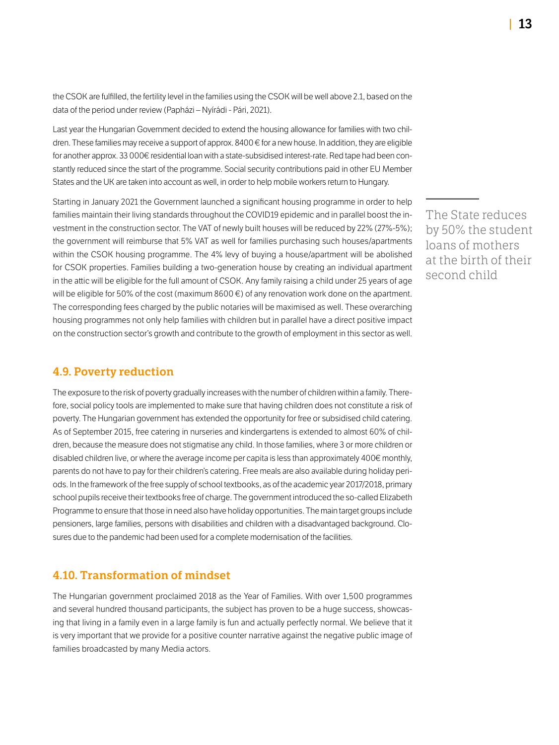the CSOK are fulfilled, the fertility level in the families using the CSOK will be well above 2.1, based on the data of the period under review (Papházi – Nyírádi - Pári, 2021).

Last year the Hungarian Government decided to extend the housing allowance for families with two children. These families may receive a support of approx. 8400 € for a new house. In addition, they are eligible for another approx. 33 000€ residential loan with a state-subsidised interest-rate. Red tape had been constantly reduced since the start of the programme. Social security contributions paid in other EU Member States and the UK are taken into account as well, in order to help mobile workers return to Hungary.

Starting in January 2021 the Government launched a significant housing programme in order to help families maintain their living standards throughout the COVID19 epidemic and in parallel boost the investment in the construction sector. The VAT of newly built houses will be reduced by 22% (27%-5%); the government will reimburse that 5% VAT as well for families purchasing such houses/apartments within the CSOK housing programme. The 4% levy of buying a house/apartment will be abolished for CSOK properties. Families building a two-generation house by creating an individual apartment in the attic will be eligible for the full amount of CSOK. Any family raising a child under 25 years of age will be eligible for 50% of the cost (maximum 8600 €) of any renovation work done on the apartment. The corresponding fees charged by the public notaries will be maximised as well. These overarching housing programmes not only help families with children but in parallel have a direct positive impact on the construction sector's growth and contribute to the growth of employment in this sector as well.

> The State reduces by 50% the student loans of mothers at the birth of their second child

## 4.9. Poverty reduction

The exposure to the risk of poverty gradually increases with the number of children within a family. Therefore, social policy tools are implemented to make sure that having children does not constitute a risk of poverty. The Hungarian government has extended the opportunity for free or subsidised child catering. As of September 2015, free catering in nurseries and kindergartens is extended to almost 60% of children, because the measure does not stigmatise any child. In those families, where 3 or more children or disabled children live, or where the average income per capita is less than approximately 400€ monthly, parents do not have to pay for their children's catering. Free meals are also available during holiday periods. In the framework of the free supply of school textbooks, as of the academic year 2017/2018, primary school pupils receive their textbooks free of charge. The government introduced the so-called Elizabeth Programme to ensure that those in need also have holiday opportunities. The main target groups include pensioners, large families, persons with disabilities and children with a disadvantaged background. Closures due to the pandemic had been used for a complete modernisation of the facilities.

## 4.10. Transformation of mindset

The Hungarian government proclaimed 2018 as the Year of Families. With over 1,500 programmes and several hundred thousand participants, the subject has proven to be a huge success, showcasing that living in a family even in a large family is fun and actually perfectly normal. We believe that it is very important that we provide for a positive counter narrative against the negative public image of families broadcasted by many Media actors.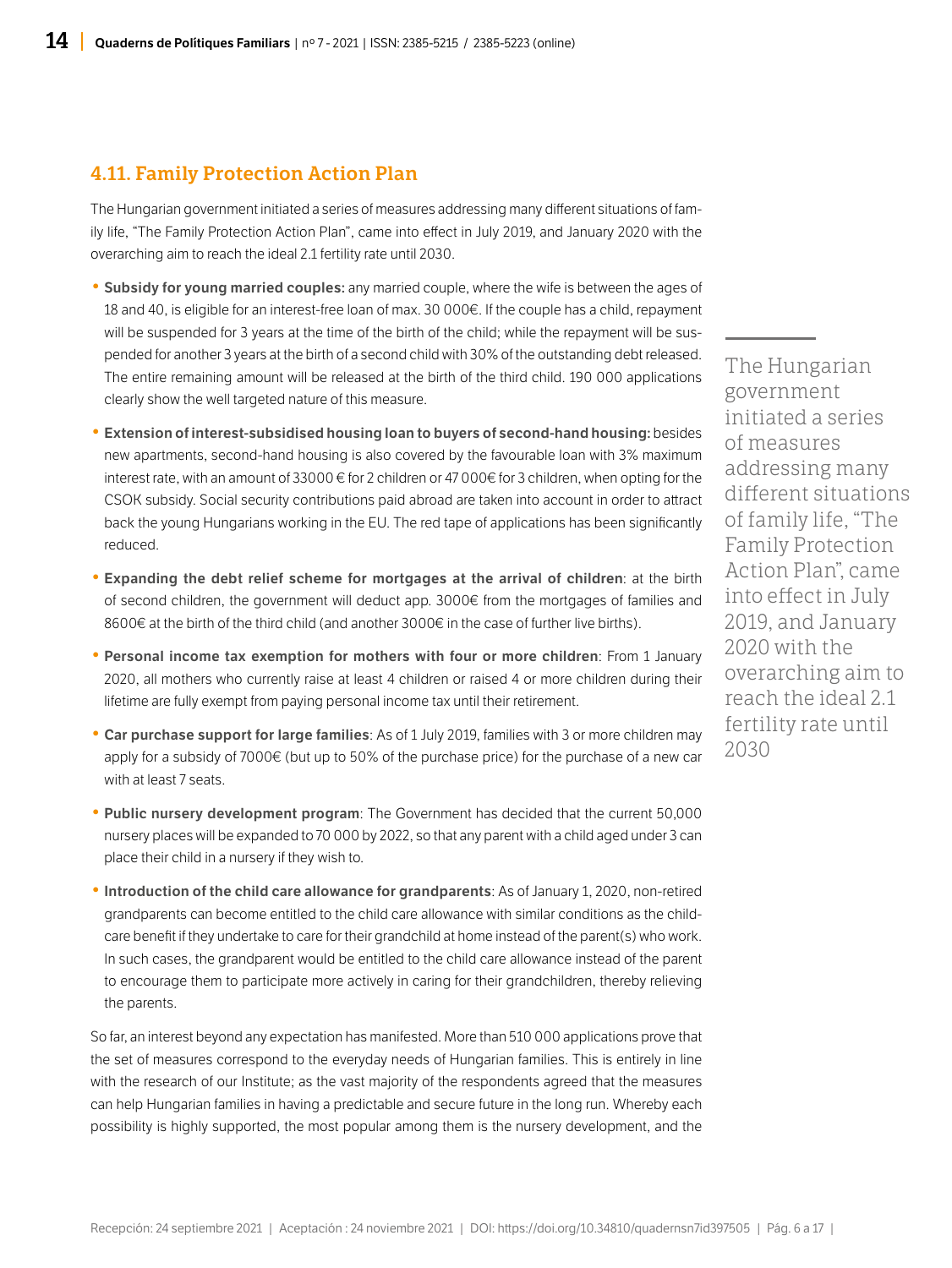## 4.11. Family Protection Action Plan

The Hungarian government initiated a series of measures addressing many different situations of family life, "The Family Protection Action Plan", came into effect in July 2019, and January 2020 with the overarching aim to reach the ideal 2.1 fertility rate until 2030.

- **Subsidy for young married couples:** any married couple, where the wife is between the ages of 18 and 40, is eligible for an interest-free loan of max. 30 000€. If the couple has a child, repayment will be suspended for 3 years at the time of the birth of the child; while the repayment will be suspended for another 3 years at the birth of a second child with 30% of the outstanding debt released. The entire remaining amount will be released at the birth of the third child. 190 000 applications clearly show the well targeted nature of this measure.
- **Extension of interest-subsidised housing loan to buyers of second-hand housing:** besides new apartments, second-hand housing is also covered by the favourable loan with 3% maximum interest rate, with an amount of 33000 € for 2 children or 47 000€ for 3 children, when opting for the CSOK subsidy. Social security contributions paid abroad are taken into account in order to attract back the young Hungarians working in the EU. The red tape of applications has been significantly reduced.
- **Expanding the debt relief scheme for mortgages at the arrival of children**: at the birth of second children, the government will deduct app. 3000€ from the mortgages of families and 8600€ at the birth of the third child (and another 3000€ in the case of further live births).
- **Personal income tax exemption for mothers with four or more children**: From 1 January 2020, all mothers who currently raise at least 4 children or raised 4 or more children during their lifetime are fully exempt from paying personal income tax until their retirement.
- **Car purchase support for large families**: As of 1 July 2019, families with 3 or more children may apply for a subsidy of 7000€ (but up to 50% of the purchase price) for the purchase of a new car with at least 7 seats.
- **Public nursery development program**: The Government has decided that the current 50,000 nursery places will be expanded to 70 000 by 2022, so that any parent with a child aged under 3 can place their child in a nursery if they wish to.
- **Introduction of the child care allowance for grandparents**: As of January 1, 2020, non-retired grandparents can become entitled to the child care allowance with similar conditions as the child-care benefit if they undertake to care for their grandchild at home instead of the parent(s) who work. In such cases, the grandparent would be entitled to the child care allowance instead of the parent to encourage them to participate more actively in caring for their grandchildren, thereby relieving the parents.

So far, an interest beyond any expectation has manifested. More than 510 000 applications prove that the set of measures correspond to the everyday needs of Hungarian families. This is entirely in line with the research of our Institute; as the vast majority of the respondents agreed that the measures can help Hungarian families in having a predictable and secure future in the long run. Whereby each possibility is highly supported, the most popular among them is the nursery development, and the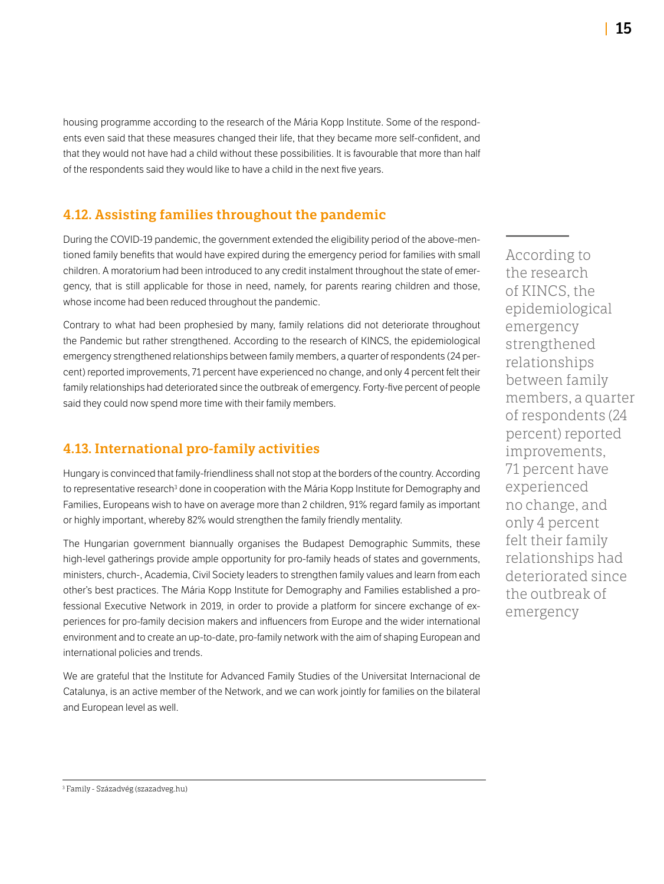housing programme according to the research of the Mária Kopp Institute. Some of the respondents even said that these measures changed their life, that they became more self-confident, and that they would not have had a child without these possibilities. It is favourable that more than half of the respondents said they would like to have a child in the next five years.

## 4.12. Assisting families throughout the pandemic

During the COVID-19 pandemic, the government extended the eligibility period of the above-mentioned family benefits that would have expired during the emergency period for families with small children. A moratorium had been introduced to any credit instalment throughout the state of emergency, that is still applicable for those in need, namely, for parents rearing children and those, whose income had been reduced throughout the pandemic.

Contrary to what had been prophesied by many, family relations did not deteriorate throughout the Pandemic but rather strengthened. According to the research of KINCS, the epidemiological emergency strengthened relationships between family members, a quarter of respondents (24 percent) reported improvements, 71 percent have experienced no change, and only 4 percent felt their family relationships had deteriorated since the outbreak of emergency. Forty-five percent of people said they could now spend more time with their family members.

> According to the research of KINCS, the epidemiological emergency strengthened relationships between family members, a quarter of respondents (24 percent) reported improvements, 71 percent have experienced no change, and only 4 percent felt their family relationships had deteriorated since the outbreak of emergency

## 4.13. International pro-family activities

Hungary is convinced that family-friendliness shall not stop at the borders of the country. According to representative research[3] done in cooperation with the Mária Kopp Institute for Demography and Families, Europeans wish to have on average more than 2 children, 91% regard family as important or highly important, whereby 82% would strengthen the family friendly mentality.

The Hungarian government biannually organises the Budapest Demographic Summits, these high-level gatherings provide ample opportunity for pro-family heads of states and governments, ministers, church-, Academia, Civil Society leaders to strengthen family values and learn from each other's best practices. The Mária Kopp Institute for Demography and Families established a professional Executive Network in 2019, in order to provide a platform for sincere exchange of experiences for pro-family decision makers and influencers from Europe and the wider international environment and to create an up-to-date, pro-family network with the aim of shaping European and international policies and trends.

We are grateful that the Institute for Advanced Family Studies of the Universitat Internacional de Catalunya, is an active member of the Network, and we can work jointly for families on the bilateral and European level as well.

[3] Family - Századvég (szazadveg.hu)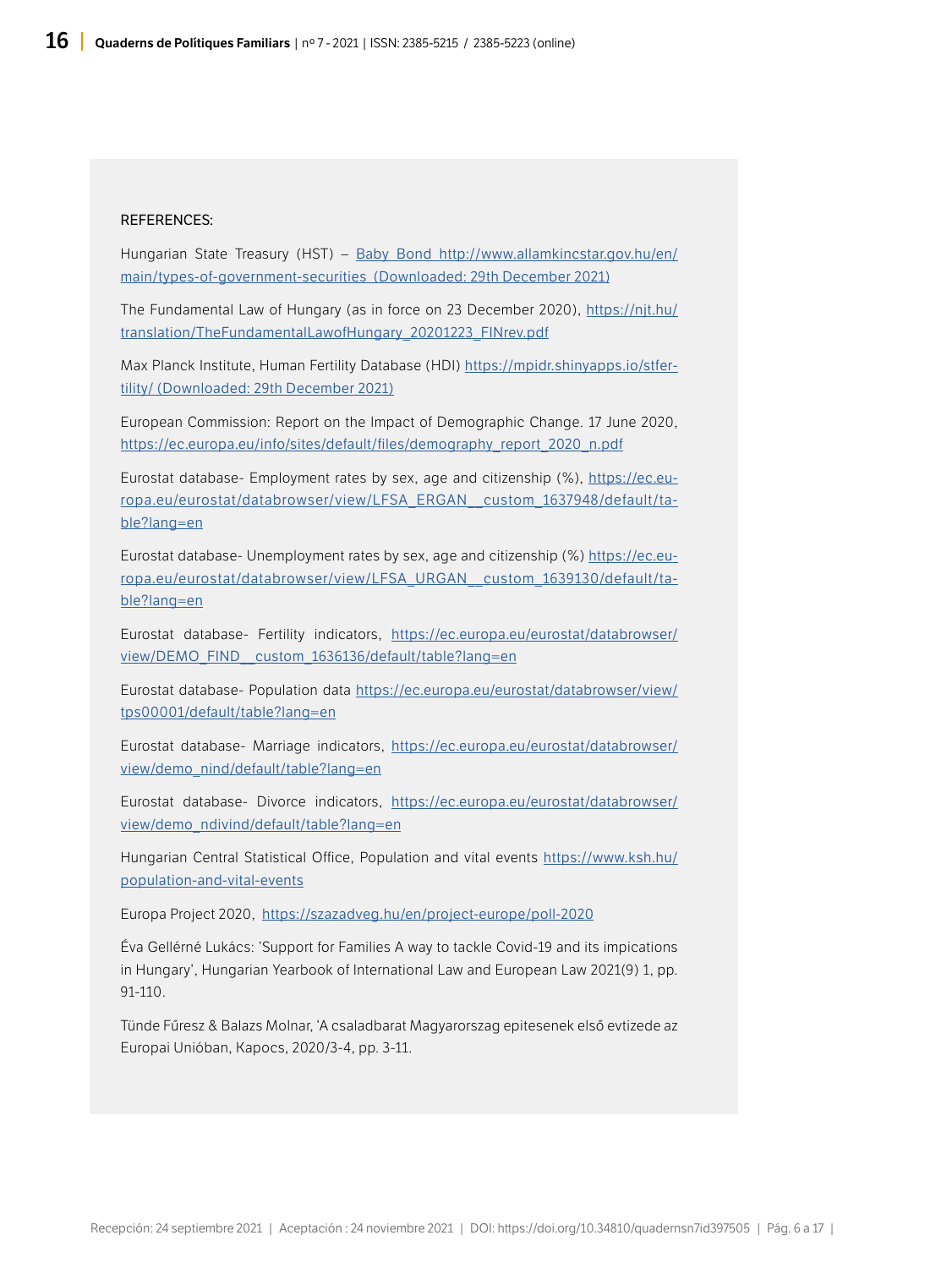REFERENCES:

Hungarian State Treasury (HST) – Baby Bond http://www.allamkincstar.gov.hu/en/main/types-of-government-securities (Downloaded: 29th December 2021)

The Fundamental Law of Hungary (as in force on 23 December 2020), https://njt.hu/translation/TheFundamentalLawofHungary_20201223_FINrev.pdf

Max Planck Institute, Human Fertility Database (HDI) https://mpidr.shinyapps.io/stfertility/ (Downloaded: 29th December 2021)

European Commission: Report on the Impact of Demographic Change. 17 June 2020, https://ec.europa.eu/info/sites/default/files/demography_report_2020_n.pdf

Eurostat database- Employment rates by sex, age and citizenship (%), https://ec.europa.eu/eurostat/databrowser/view/LFSA_ERGAN__custom_1637948/default/table?lang=en

Eurostat database- Unemployment rates by sex, age and citizenship (%) https://ec.europa.eu/eurostat/databrowser/view/LFSA_URGAN__custom_1639130/default/table?lang=en

Eurostat database- Fertility indicators, https://ec.europa.eu/eurostat/databrowser/view/DEMO_FIND__custom_1636136/default/table?lang=en

Eurostat database- Population data https://ec.europa.eu/eurostat/databrowser/view/tps00001/default/table?lang=en

Eurostat database- Marriage indicators, https://ec.europa.eu/eurostat/databrowser/view/demo_nind/default/table?lang=en

Eurostat database- Divorce indicators, https://ec.europa.eu/eurostat/databrowser/view/demo_ndivind/default/table?lang=en

Hungarian Central Statistical Office, Population and vital events https://www.ksh.hu/population-and-vital-events

Europa Project 2020, https://szazadveg.hu/en/project-europe/poll-2020

Éva Gellérné Lukács: 'Support for Families A way to tackle Covid-19 and its impications in Hungary', Hungarian Yearbook of International Law and European Law 2021(9) 1, pp. 91-110.

Tünde Fűresz & Balazs Molnar, 'A csaladbarat Magyarorszag epitesenek első evtizede az Europai Unióban, Kapocs, 2020/3-4, pp. 3-11.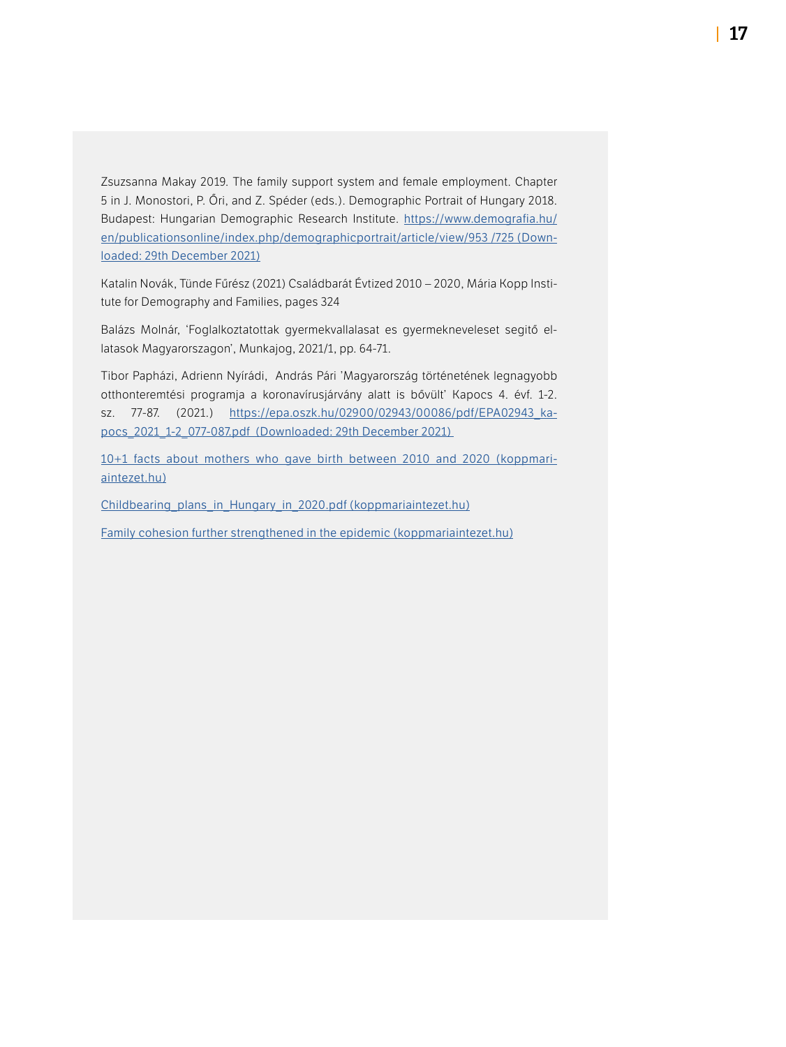Zsuzsanna Makay 2019. The family support system and female employment. Chapter 5 in J. Monostori, P. Őri, and Z. Spéder (eds.). Demographic Portrait of Hungary 2018. Budapest: Hungarian Demographic Research Institute. https://www.demografia.hu/en/publicationsonline/index.php/demographicportrait/article/view/953 /725 (Downloaded: 29th December 2021)

Katalin Novák, Tünde Fűrész (2021) Családbarát Évtized 2010 – 2020, Mária Kopp Institute for Demography and Families, pages 324

Balázs Molnár, 'Foglalkoztatottak gyermekvallalasat es gyermekneveleset segitő ellatasok Magyarorszagon', Munkajog, 2021/1, pp. 64-71.

Tibor Papházi, Adrienn Nyírádi, András Pári 'Magyarország történetének legnagyobb otthonteremtési programja a koronavírusjárvány alatt is bővült' Kapocs 4. évf. 1-2. sz. 77-87. (2021.) https://epa.oszk.hu/02900/02943/00086/pdf/EPA02943_kapocs_2021_1-2_077-087.pdf (Downloaded: 29th December 2021)

10+1 facts about mothers who gave birth between 2010 and 2020 (koppmariaintezet.hu)

Childbearing_plans_in_Hungary_in_2020.pdf (koppmariaintezet.hu)

Family cohesion further strengthened in the epidemic (koppmariaintezet.hu)